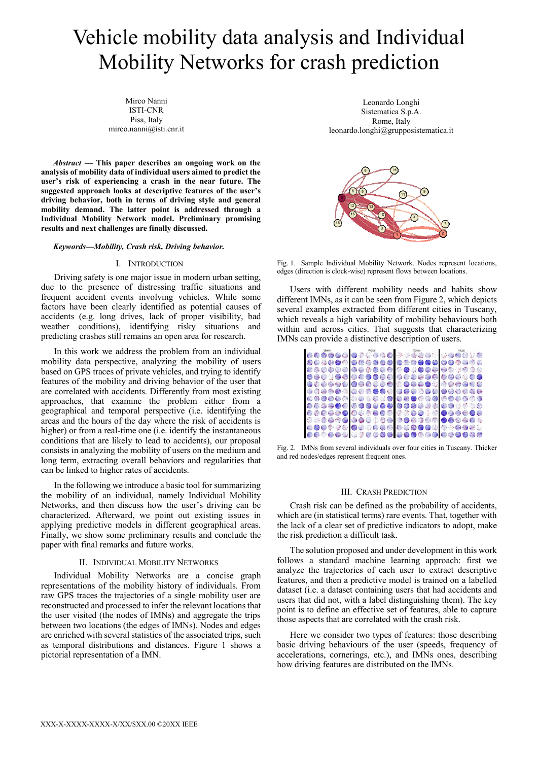# Vehicle mobility data analysis and Individual Mobility Networks for crash prediction

Mirco Nanni
ISTI-CNR
Pisa, Italy
mirco.nanni@isti.cnr.it

Leonardo Longhi
Sistematica S.p.A.
Rome, Italy
leonardo.longhi@grupposistematica.it

***Abstract* — This paper describes an ongoing work on the analysis of mobility data of individual users aimed to predict the user's risk of experiencing a crash in the near future. The suggested approach looks at descriptive features of the user's driving behavior, both in terms of driving style and general mobility demand. The latter point is addressed through a Individual Mobility Network model. Preliminary promising results and next challenges are finally discussed.**

***Keywords—Mobility, Crash risk, Driving behavior.***

## I. Introduction

Driving safety is one major issue in modern urban setting, due to the presence of distressing traffic situations and frequent accident events involving vehicles. While some factors have been clearly identified as potential causes of accidents (e.g. long drives, lack of proper visibility, bad weather conditions), identifying risky situations and predicting crashes still remains an open area for research.

In this work we address the problem from an individual mobility data perspective, analyzing the mobility of users based on GPS traces of private vehicles, and trying to identify features of the mobility and driving behavior of the user that are correlated with accidents. Differently from most existing approaches, that examine the problem from either a geographical and temporal perspective (i.e. identifying the areas and the hours of the day where the risk of accidents is higher) or from a real-time one (i.e. identify the instantaneous conditions that are likely to lead to accidents), our proposal consists in analyzing the mobility of users on the medium and long term, extracting overall behaviors and regularities that can be linked to higher rates of accidents.

In the following we introduce a basic tool for summarizing the mobility of an individual, namely Individual Mobility Networks, and then discuss how the user's driving can be characterized. Afterward, we point out existing issues in applying predictive models in different geographical areas. Finally, we show some preliminary results and conclude the paper with final remarks and future works.

## II. Individual Mobility Networks

Individual Mobility Networks are a concise graph representations of the mobility history of individuals. From raw GPS traces the trajectories of a single mobility user are reconstructed and processed to infer the relevant locations that the user visited (the nodes of IMNs) and aggregate the trips between two locations (the edges of IMNs). Nodes and edges are enriched with several statistics of the associated trips, such as temporal distributions and distances. Figure 1 shows a pictorial representation of a IMN.

Fig. 1. Sample Individual Mobility Network. Nodes represent locations, edges (direction is clock-wise) represent flows between locations.

Users with different mobility needs and habits show different IMNs, as it can be seen from Figure 2, which depicts several examples extracted from different cities in Tuscany, which reveals a high variability of mobility behaviours both within and across cities. That suggests that characterizing IMNs can provide a distinctive description of users.

Fig. 2. IMNs from several individuals over four cities in Tuscany. Thicker and red nodes/edges represent frequent ones.

## III. Crash Prediction

Crash risk can be defined as the probability of accidents, which are (in statistical terms) rare events. That, together with the lack of a clear set of predictive indicators to adopt, make the risk prediction a difficult task.

The solution proposed and under development in this work follows a standard machine learning approach: first we analyze the trajectories of each user to extract descriptive features, and then a predictive model is trained on a labelled dataset (i.e. a dataset containing users that had accidents and users that did not, with a label distinguishing them). The key point is to define an effective set of features, able to capture those aspects that are correlated with the crash risk.

Here we consider two types of features: those describing basic driving behaviours of the user (speeds, frequency of accelerations, cornerings, etc.), and IMNs ones, describing how driving features are distributed on the IMNs.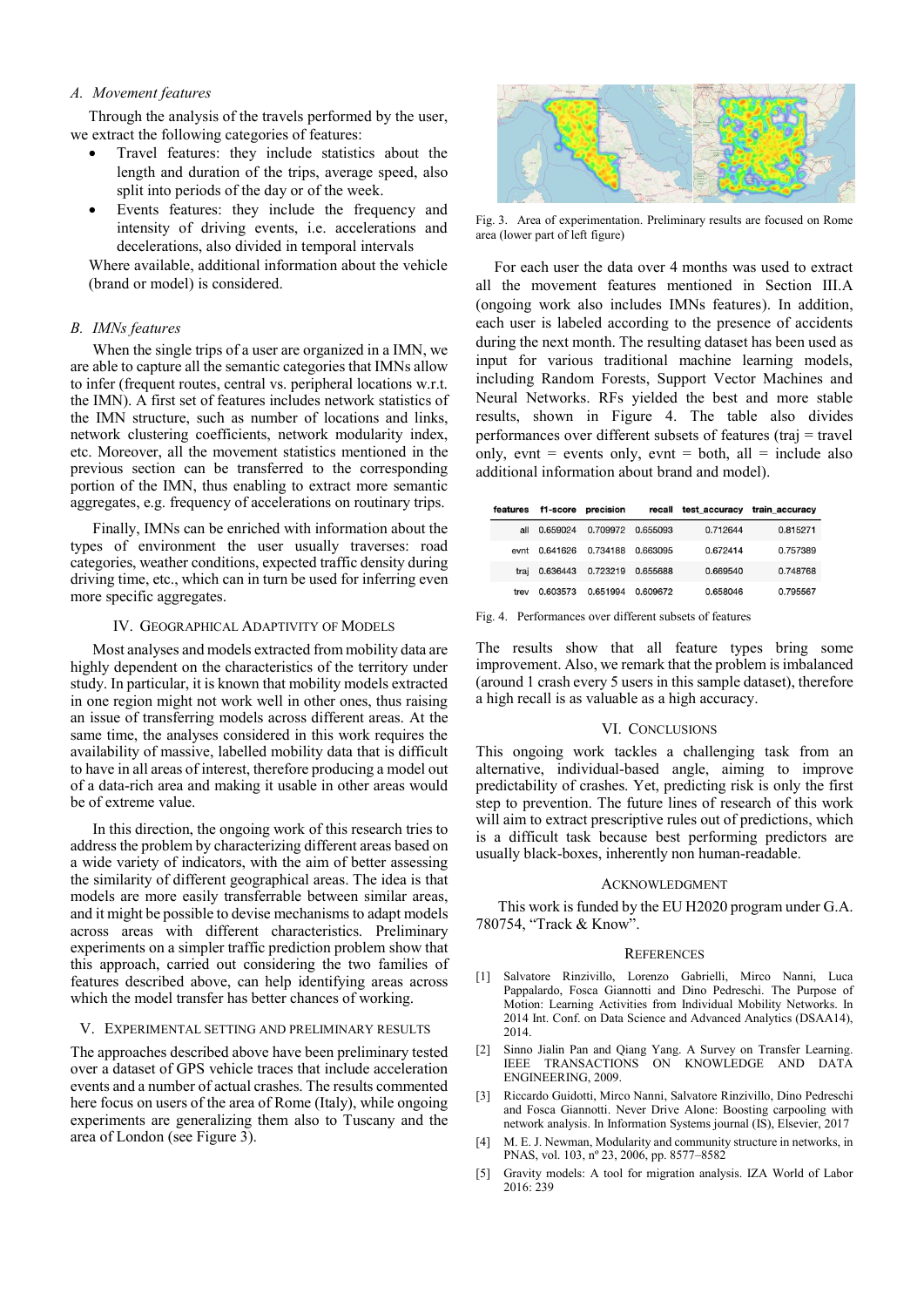### A. Movement features

Through the analysis of the travels performed by the user, we extract the following categories of features:

- Travel features: they include statistics about the length and duration of the trips, average speed, also split into periods of the day or of the week.
- Events features: they include the frequency and intensity of driving events, i.e. accelerations and decelerations, also divided in temporal intervals

Where available, additional information about the vehicle (brand or model) is considered.

### B. IMNs features

When the single trips of a user are organized in a IMN, we are able to capture all the semantic categories that IMNs allow to infer (frequent routes, central vs. peripheral locations w.r.t. the IMN). A first set of features include network statistics of the IMN structure, such as number of locations and links, network clustering coefficients, network modularity index, etc. Moreover, all the movement statistics mentioned in the previous section can be transferred to the corresponding portion of the IMN, thus enabling to extract more semantic aggregates, e.g. frequency of accelerations on routinary trips.

Finally, IMNs can be enriched with information about the types of environment the user usually traverses: road categories, weather conditions, expected traffic density during driving time, etc., which can in turn be used for inferring even more specific aggregates.

## IV. Geographical Adaptivity of Models

Most analyses and models extracted from mobility data are highly dependent on the characteristics of the territory under study. In particular, it is known that mobility models extracted in one region might not work well in other ones, thus raising an issue of transferring models across different areas. At the same time, the analyses considered in this work requires the availability of massive, labelled mobility data that is difficult to have in all areas of interest, therefore producing a model out of a data-rich area and making it usable in other areas would be of extreme value.

In this direction, the ongoing work of this research tries to address the problem by characterizing different areas based on a wide variety of indicators, with the aim of better assessing the similarity of different geographical areas. The idea is that models are more easily transferrable between similar areas, and it might be possible to devise mechanisms to adapt models across areas with different characteristics. Preliminary experiments on a simpler traffic prediction problem show that this approach, carried out considering the two families of features described above, can help identifying areas across which the model transfer has better chances of working.

## V. Experimental Setting and Preliminary Results

The approaches described above have been preliminary tested over a dataset of GPS vehicle traces that include acceleration events and a number of actual crashes. The results commented here focus on users of the area of Rome (Italy), while ongoing experiments are generalizing them also to Tuscany and the area of London (see Figure 3).

Fig. 3. Area of experimentation. Preliminary results are focused on Rome area (lower part of left figure)

For each user the data over 4 months was used to extract all the movement features mentioned in Section III.A (ongoing work also includes IMNs features). In addition, each user is labeled according to the presence of accidents during the next month. The resulting dataset has been used as input for various traditional machine learning models, including Random Forests, Support Vector Machines and Neural Networks. RFs yielded the best and more stable results, shown in Figure 4. The table also divides performances over different subsets of features (traj = travel only, evnt = events only, evnt = both, all = include also additional information about brand and model).

| features | f1-score | precision | recall | test_accuracy | train_accuracy |
|---|---|---|---|---|---|
| all | 0.659024 | 0.709972 | 0.655093 | 0.712644 | 0.815271 |
| evnt | 0.641626 | 0.734188 | 0.663095 | 0.672414 | 0.757389 |
| traj | 0.636443 | 0.723219 | 0.655688 | 0.669540 | 0.748768 |
| trev | 0.603573 | 0.651994 | 0.609672 | 0.658046 | 0.795567 |

Fig. 4. Performances over different subsets of features

The results show that all feature types bring some improvement. Also, we remark that the problem is imbalanced (around 1 crash every 5 users in this sample dataset), therefore a high recall is as valuable as a high accuracy.

## VI. Conclusions

This ongoing work tackles a challenging task from an alternative, individual-based angle, aiming to improve predictability of crashes. Yet, predicting risk is only the first step to prevention. The future lines of research of this work will aim to extract prescriptive rules out of predictions, which is a difficult task because best performing predictors are usually black-boxes, inherently non human-readable.

## Acknowledgment

This work is funded by the EU H2020 program under G.A. 780754, "Track & Know".

## References

[1] Salvatore Rinzivillo, Lorenzo Gabrielli, Mirco Nanni, Luca Pappalardo, Fosca Giannotti and Dino Pedreschi. The Purpose of Motion: Learning Activities from Individual Mobility Networks. In 2014 Int. Conf. on Data Science and Advanced Analytics (DSAA14), 2014.

[2] Sinno Jialin Pan and Qiang Yang. A Survey on Transfer Learning. IEEE TRANSACTIONS ON KNOWLEDGE AND DATA ENGINEERING, 2009.

[3] Riccardo Guidotti, Mirco Nanni, Salvatore Rinzivillo, Dino Pedreschi and Fosca Giannotti. Never Drive Alone: Boosting carpooling with network analysis. In Information Systems journal (IS), Elsevier, 2017

[4] M. E. J. Newman, Modularity and community structure in networks, in PNAS, vol. 103, nº 23, 2006, pp. 8577–8582

[5] Gravity models: A tool for migration analysis. IZA World of Labor 2016: 239